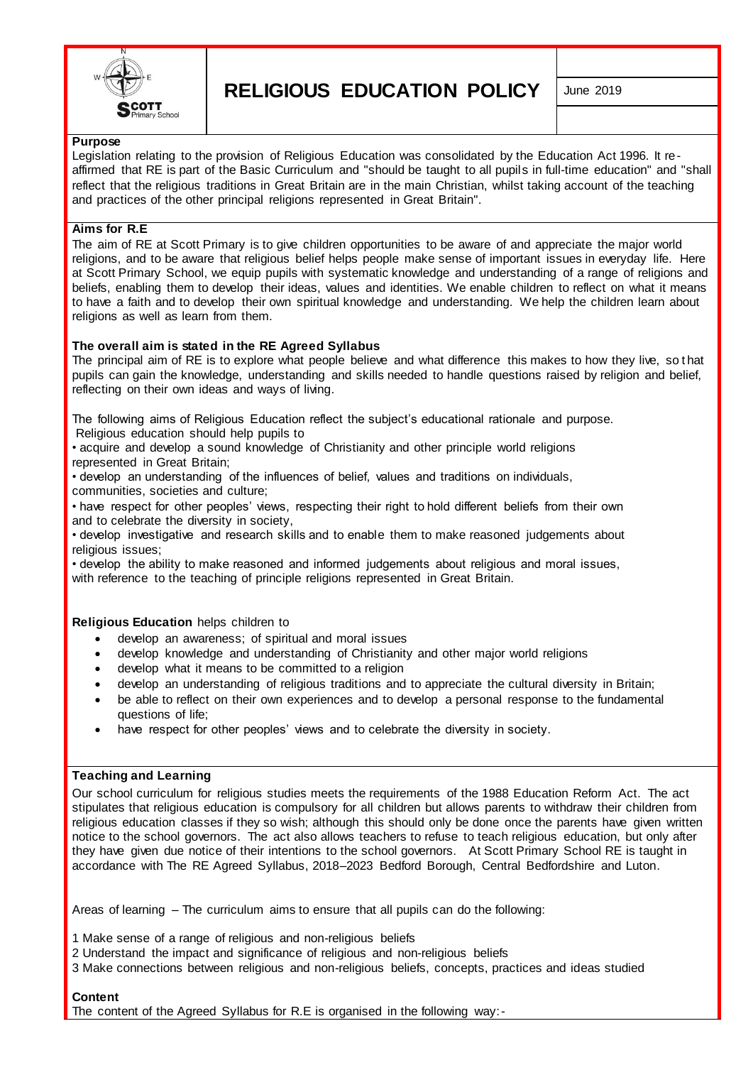# RELIGIOUS EDUCATION POLICY

June 2019

**Purpose**

Legislation relating to the provision of Religious Education was consolidated by the Education Act 1996. It re-affirmed that RE is part of the Basic Curriculum and "should be taught to all pupils in full-time education" and "shall reflect that the religious traditions in Great Britain are in the main Christian, whilst taking account of the teaching and practices of the other principal religions represented in Great Britain".

**Aims for R.E**

The aim of RE at Scott Primary is to give children opportunities to be aware of and appreciate the major world religions, and to be aware that religious belief helps people make sense of important issues in everyday life. Here at Scott Primary School, we equip pupils with systematic knowledge and understanding of a range of religions and beliefs, enabling them to develop their ideas, values and identities. We enable children to reflect on what it means to have a faith and to develop their own spiritual knowledge and understanding. We help the children learn about religions as well as learn from them.

**The overall aim is stated in the RE Agreed Syllabus**

The principal aim of RE is to explore what people believe and what difference this makes to how they live, so that pupils can gain the knowledge, understanding and skills needed to handle questions raised by religion and belief, reflecting on their own ideas and ways of living.

The following aims of Religious Education reflect the subject's educational rationale and purpose.
Religious education should help pupils to

• acquire and develop a sound knowledge of Christianity and other principle world religions represented in Great Britain;
• develop an understanding of the influences of belief, values and traditions on individuals, communities, societies and culture;
• have respect for other peoples' views, respecting their right to hold different beliefs from their own and to celebrate the diversity in society,
• develop investigative and research skills and to enable them to make reasoned judgements about religious issues;
• develop the ability to make reasoned and informed judgements about religious and moral issues, with reference to the teaching of principle religions represented in Great Britain.

**Religious Education** helps children to

- develop an awareness; of spiritual and moral issues
- develop knowledge and understanding of Christianity and other major world religions
- develop what it means to be committed to a religion
- develop an understanding of religious traditions and to appreciate the cultural diversity in Britain;
- be able to reflect on their own experiences and to develop a personal response to the fundamental questions of life;
- have respect for other peoples' views and to celebrate the diversity in society.

**Teaching and Learning**

Our school curriculum for religious studies meets the requirements of the 1988 Education Reform Act. The act stipulates that religious education is compulsory for all children but allows parents to withdraw their children from religious education classes if they so wish; although this should only be done once the parents have given written notice to the school governors. The act also allows teachers to refuse to teach religious education, but only after they have given due notice of their intentions to the school governors. At Scott Primary School RE is taught in accordance with The RE Agreed Syllabus, 2018–2023 Bedford Borough, Central Bedfordshire and Luton.

Areas of learning – The curriculum aims to ensure that all pupils can do the following:

1 Make sense of a range of religious and non-religious beliefs
2 Understand the impact and significance of religious and non-religious beliefs
3 Make connections between religious and non-religious beliefs, concepts, practices and ideas studied

**Content**

The content of the Agreed Syllabus for R.E is organised in the following way:-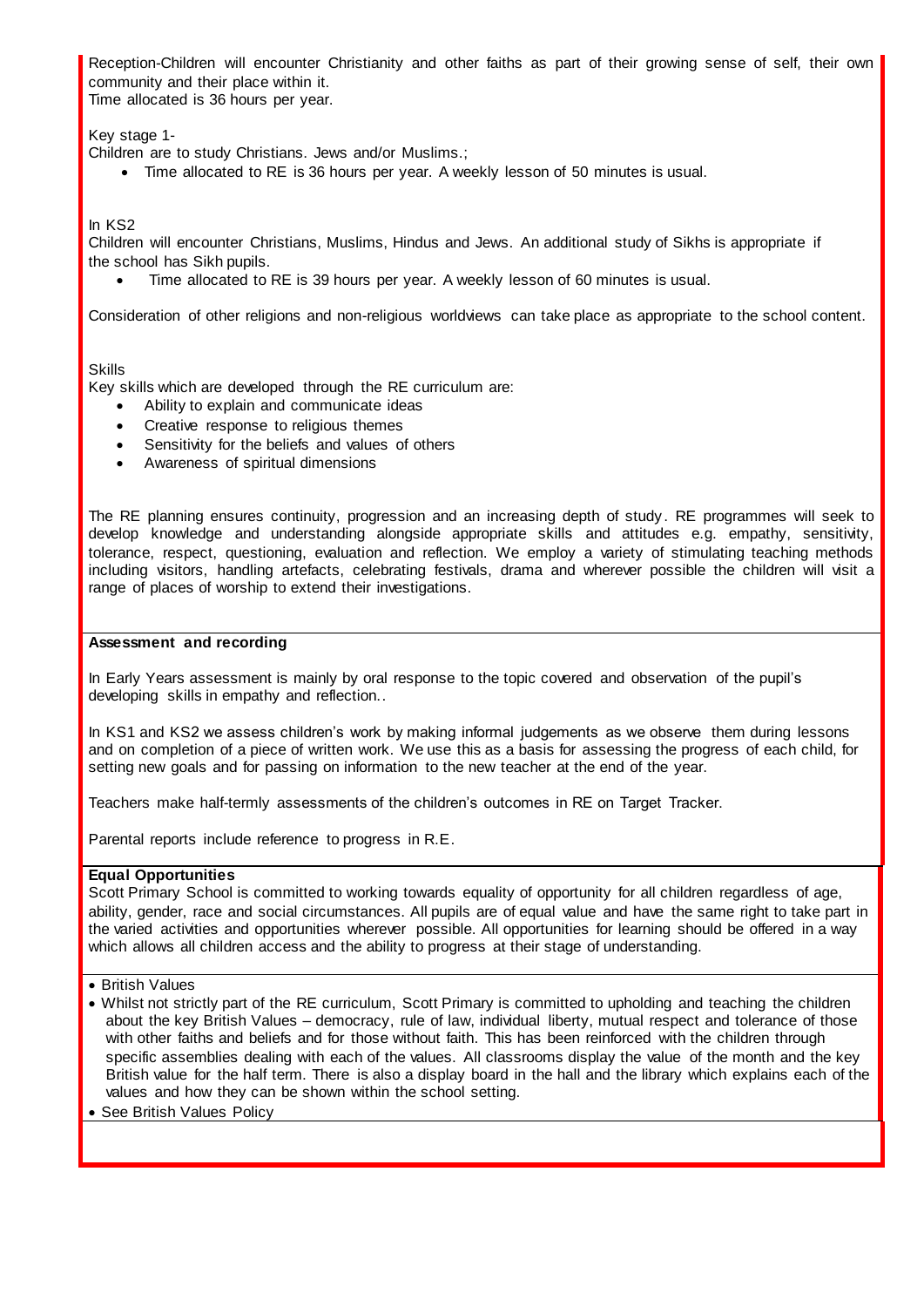Reception-Children will encounter Christianity and other faiths as part of their growing sense of self, their own community and their place within it.
Time allocated is 36 hours per year.

Key stage 1-
Children are to study Christians. Jews and/or Muslims.;

- Time allocated to RE is 36 hours per year. A weekly lesson of 50 minutes is usual.

In KS2
Children will encounter Christians, Muslims, Hindus and Jews. An additional study of Sikhs is appropriate if the school has Sikh pupils.

- Time allocated to RE is 39 hours per year. A weekly lesson of 60 minutes is usual.

Consideration of other religions and non-religious worldviews can take place as appropriate to the school content.

Skills
Key skills which are developed through the RE curriculum are:

- Ability to explain and communicate ideas
- Creative response to religious themes
- Sensitivity for the beliefs and values of others
- Awareness of spiritual dimensions

The RE planning ensures continuity, progression and an increasing depth of study. RE programmes will seek to develop knowledge and understanding alongside appropriate skills and attitudes e.g. empathy, sensitivity, tolerance, respect, questioning, evaluation and reflection. We employ a variety of stimulating teaching methods including visitors, handling artefacts, celebrating festivals, drama and wherever possible the children will visit a range of places of worship to extend their investigations.

**Assessment and recording**

In Early Years assessment is mainly by oral response to the topic covered and observation of the pupil's developing skills in empathy and reflection..

In KS1 and KS2 we assess children's work by making informal judgements as we observe them during lessons and on completion of a piece of written work. We use this as a basis for assessing the progress of each child, for setting new goals and for passing on information to the new teacher at the end of the year.

Teachers make half-termly assessments of the children's outcomes in RE on Target Tracker.

Parental reports include reference to progress in R.E.

**Equal Opportunities**
Scott Primary School is committed to working towards equality of opportunity for all children regardless of age, ability, gender, race and social circumstances. All pupils are of equal value and have the same right to take part in the varied activities and opportunities wherever possible. All opportunities for learning should be offered in a way which allows all children access and the ability to progress at their stage of understanding.

- British Values
- Whilst not strictly part of the RE curriculum, Scott Primary is committed to upholding and teaching the children about the key British Values – democracy, rule of law, individual liberty, mutual respect and tolerance of those with other faiths and beliefs and for those without faith. This has been reinforced with the children through specific assemblies dealing with each of the values. All classrooms display the value of the month and the key British value for the half term. There is also a display board in the hall and the library which explains each of the values and how they can be shown within the school setting.
- See British Values Policy